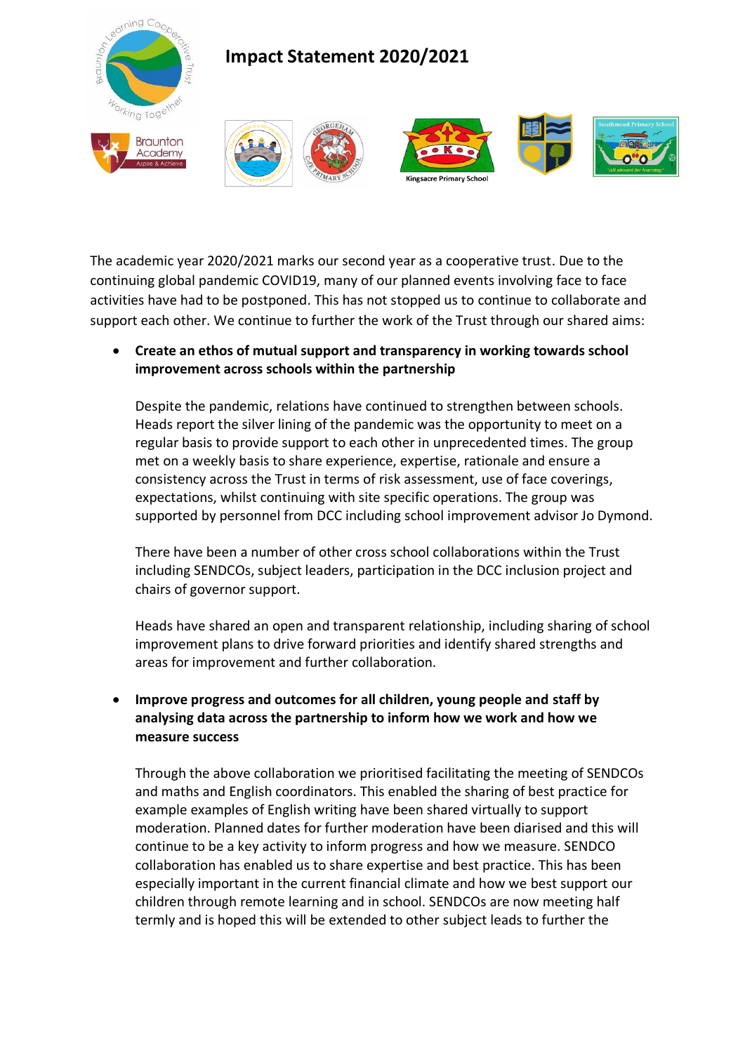# Impact Statement 2020/2021

The academic year 2020/2021 marks our second year as a cooperative trust. Due to the continuing global pandemic COVID19, many of our planned events involving face to face activities have had to be postponed. This has not stopped us to continue to collaborate and support each other. We continue to further the work of the Trust through our shared aims:

- **Create an ethos of mutual support and transparency in working towards school improvement across schools within the partnership**

  Despite the pandemic, relations have continued to strengthen between schools. Heads report the silver lining of the pandemic was the opportunity to meet on a regular basis to provide support to each other in unprecedented times. The group met on a weekly basis to share experience, expertise, rationale and ensure a consistency across the Trust in terms of risk assessment, use of face coverings, expectations, whilst continuing with site specific operations. The group was supported by personnel from DCC including school improvement advisor Jo Dymond.

  There have been a number of other cross school collaborations within the Trust including SENDCOs, subject leaders, participation in the DCC inclusion project and chairs of governor support.

  Heads have shared an open and transparent relationship, including sharing of school improvement plans to drive forward priorities and identify shared strengths and areas for improvement and further collaboration.

- **Improve progress and outcomes for all children, young people and staff by analysing data across the partnership to inform how we work and how we measure success**

  Through the above collaboration we prioritised facilitating the meeting of SENDCOs and maths and English coordinators. This enabled the sharing of best practice for example examples of English writing have been shared virtually to support moderation. Planned dates for further moderation have been diarised and this will continue to be a key activity to inform progress and how we measure. SENDCO collaboration has enabled us to share expertise and best practice. This has been especially important in the current financial climate and how we best support our children through remote learning and in school. SENDCOs are now meeting half termly and is hoped this will be extended to other subject leads to further the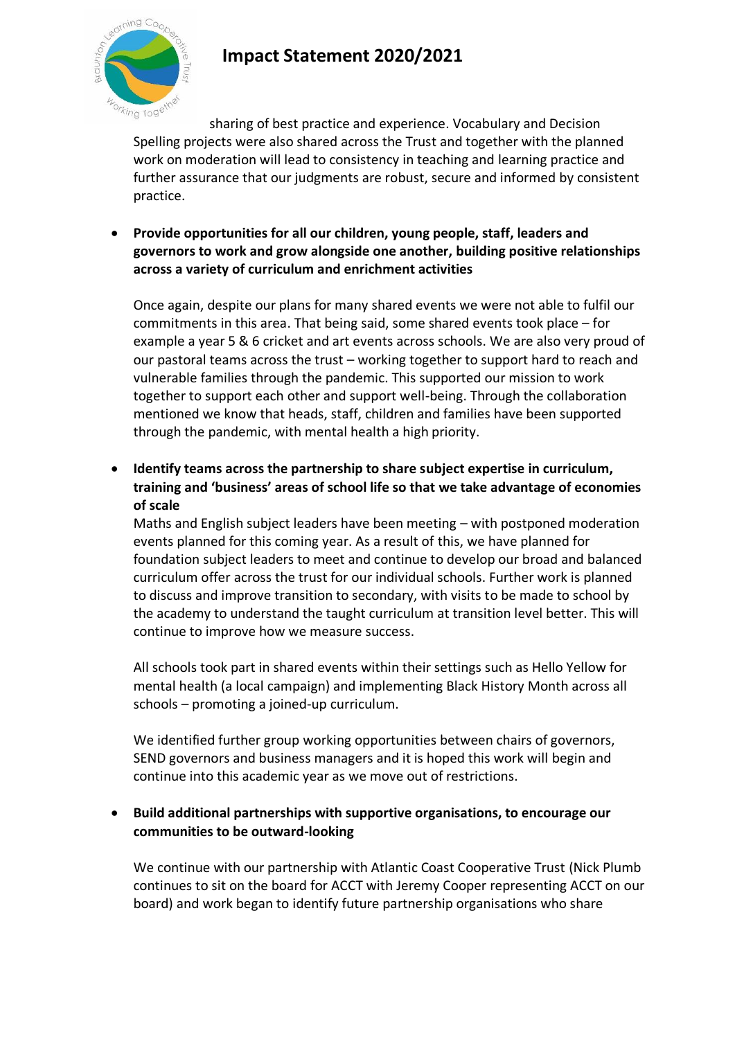sharing of best practice and experience. Vocabulary and Decision Spelling projects were also shared across the Trust and together with the planned work on moderation will lead to consistency in teaching and learning practice and further assurance that our judgments are robust, secure and informed by consistent practice.

- **Provide opportunities for all our children, young people, staff, leaders and governors to work and grow alongside one another, building positive relationships across a variety of curriculum and enrichment activities**

  Once again, despite our plans for many shared events we were not able to fulfil our commitments in this area. That being said, some shared events took place – for example a year 5 & 6 cricket and art events across schools. We are also very proud of our pastoral teams across the trust – working together to support hard to reach and vulnerable families through the pandemic. This supported our mission to work together to support each other and support well-being. Through the collaboration mentioned we know that heads, staff, children and families have been supported through the pandemic, with mental health a high priority.

- **Identify teams across the partnership to share subject expertise in curriculum, training and 'business' areas of school life so that we take advantage of economies of scale**

  Maths and English subject leaders have been meeting – with postponed moderation events planned for this coming year. As a result of this, we have planned for foundation subject leaders to meet and continue to develop our broad and balanced curriculum offer across the trust for our individual schools. Further work is planned to discuss and improve transition to secondary, with visits to be made to school by the academy to understand the taught curriculum at transition level better. This will continue to improve how we measure success.

  All schools took part in shared events within their settings such as Hello Yellow for mental health (a local campaign) and implementing Black History Month across all schools – promoting a joined-up curriculum.

  We identified further group working opportunities between chairs of governors, SEND governors and business managers and it is hoped this work will begin and continue into this academic year as we move out of restrictions.

- **Build additional partnerships with supportive organisations, to encourage our communities to be outward-looking**

  We continue with our partnership with Atlantic Coast Cooperative Trust (Nick Plumb continues to sit on the board for ACCT with Jeremy Cooper representing ACCT on our board) and work began to identify future partnership organisations who share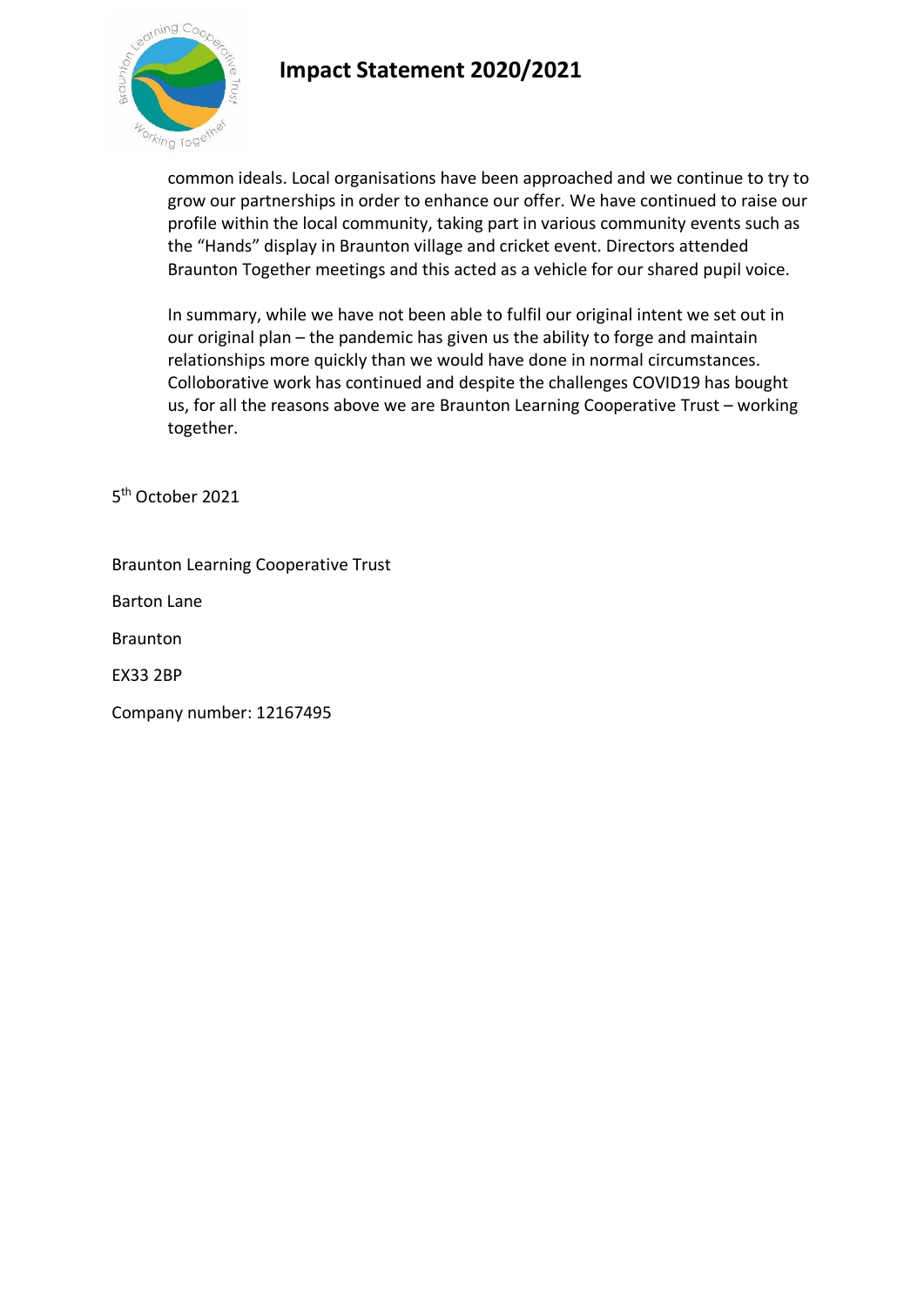common ideals. Local organisations have been approached and we continue to try to grow our partnerships in order to enhance our offer. We have continued to raise our profile within the local community, taking part in various community events such as the "Hands" display in Braunton village and cricket event. Directors attended Braunton Together meetings and this acted as a vehicle for our shared pupil voice.

In summary, while we have not been able to fulfil our original intent we set out in our original plan – the pandemic has given us the ability to forge and maintain relationships more quickly than we would have done in normal circumstances. Colloborative work has continued and despite the challenges COVID19 has bought us, for all the reasons above we are Braunton Learning Cooperative Trust – working together.

5th October 2021

Braunton Learning Cooperative Trust

Barton Lane

Braunton

EX33 2BP

Company number: 12167495